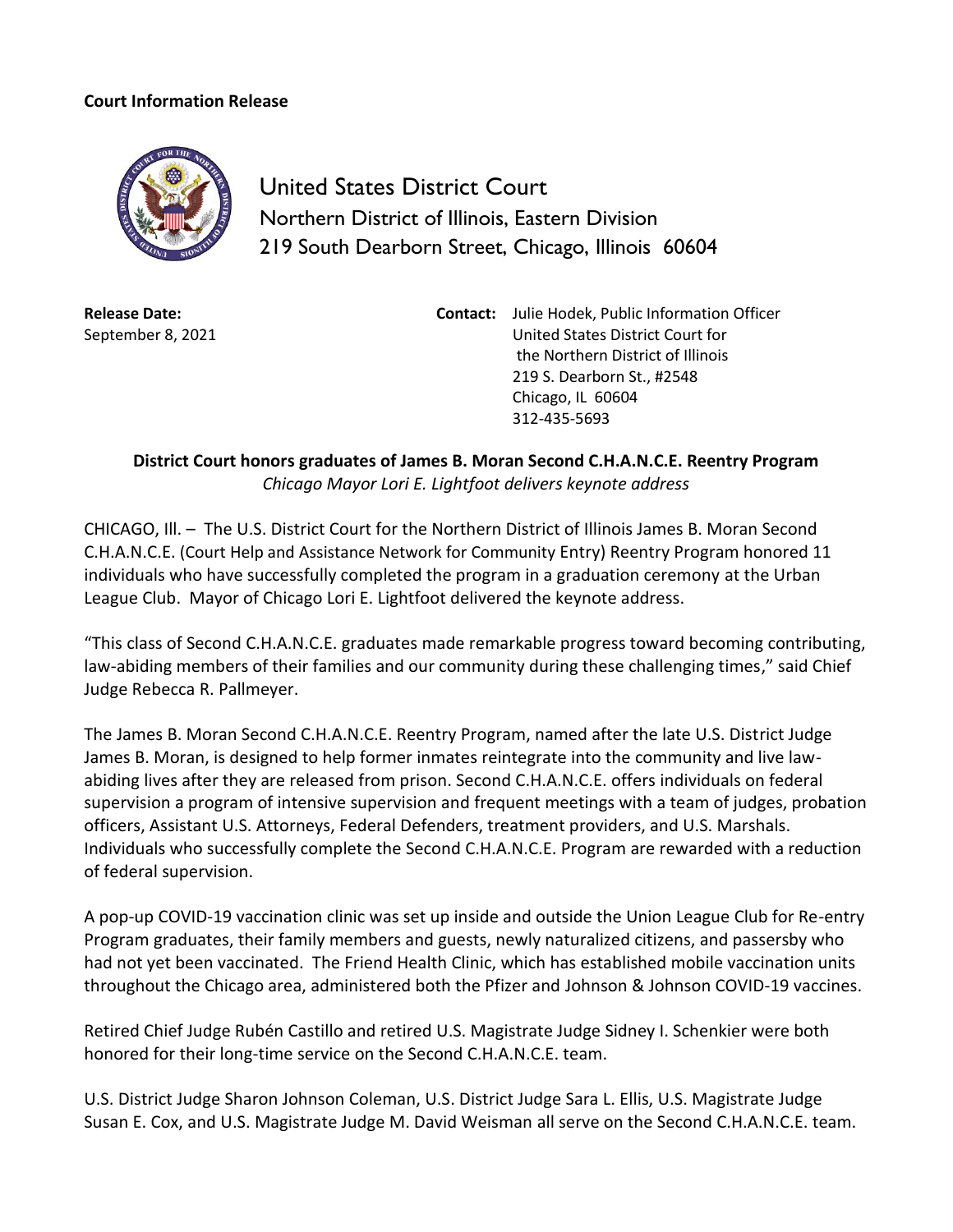**Court Information Release**

United States District Court
Northern District of Illinois, Eastern Division
219 South Dearborn Street, Chicago, Illinois 60604

**Release Date:**
September 8, 2021

**Contact:** Julie Hodek, Public Information Officer
United States District Court for
the Northern District of Illinois
219 S. Dearborn St., #2548
Chicago, IL 60604
312-435-5693

**District Court honors graduates of James B. Moran Second C.H.A.N.C.E. Reentry Program**

*Chicago Mayor Lori E. Lightfoot delivers keynote address*

CHICAGO, Ill. – The U.S. District Court for the Northern District of Illinois James B. Moran Second C.H.A.N.C.E. (Court Help and Assistance Network for Community Entry) Reentry Program honored 11 individuals who have successfully completed the program in a graduation ceremony at the Urban League Club. Mayor of Chicago Lori E. Lightfoot delivered the keynote address.

"This class of Second C.H.A.N.C.E. graduates made remarkable progress toward becoming contributing, law-abiding members of their families and our community during these challenging times," said Chief Judge Rebecca R. Pallmeyer.

The James B. Moran Second C.H.A.N.C.E. Reentry Program, named after the late U.S. District Judge James B. Moran, is designed to help former inmates reintegrate into the community and live law-abiding lives after they are released from prison. Second C.H.A.N.C.E. offers individuals on federal supervision a program of intensive supervision and frequent meetings with a team of judges, probation officers, Assistant U.S. Attorneys, Federal Defenders, treatment providers, and U.S. Marshals. Individuals who successfully complete the Second C.H.A.N.C.E. Program are rewarded with a reduction of federal supervision.

A pop-up COVID-19 vaccination clinic was set up inside and outside the Union League Club for Re-entry Program graduates, their family members and guests, newly naturalized citizens, and passersby who had not yet been vaccinated. The Friend Health Clinic, which has established mobile vaccination units throughout the Chicago area, administered both the Pfizer and Johnson & Johnson COVID-19 vaccines.

Retired Chief Judge Rubén Castillo and retired U.S. Magistrate Judge Sidney I. Schenkier were both honored for their long-time service on the Second C.H.A.N.C.E. team.

U.S. District Judge Sharon Johnson Coleman, U.S. District Judge Sara L. Ellis, U.S. Magistrate Judge Susan E. Cox, and U.S. Magistrate Judge M. David Weisman all serve on the Second C.H.A.N.C.E. team.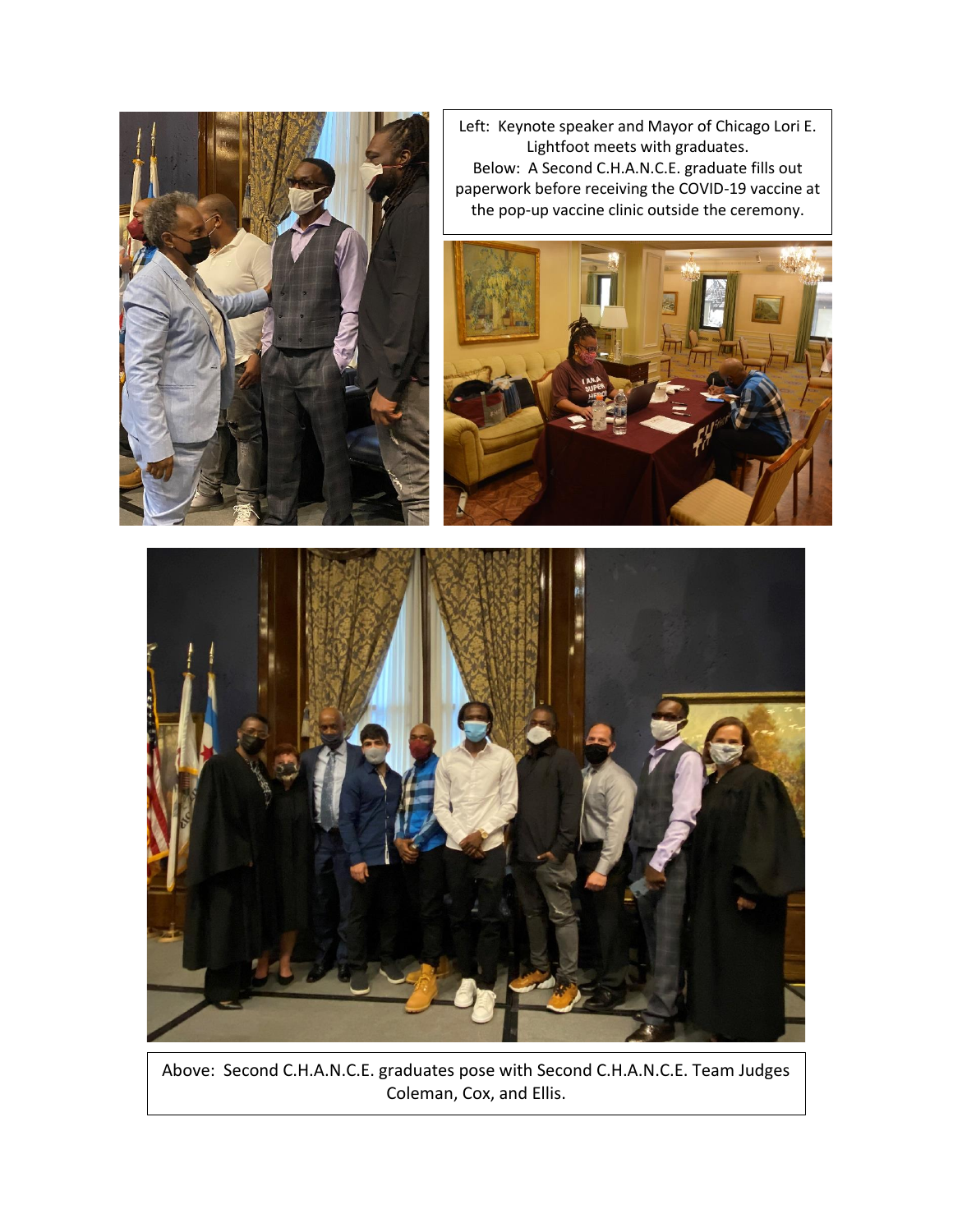Left: Keynote speaker and Mayor of Chicago Lori E. Lightfoot meets with graduates.
Below: A Second C.H.A.N.C.E. graduate fills out paperwork before receiving the COVID-19 vaccine at the pop-up vaccine clinic outside the ceremony.

Above: Second C.H.A.N.C.E. graduates pose with Second C.H.A.N.C.E. Team Judges Coleman, Cox, and Ellis.